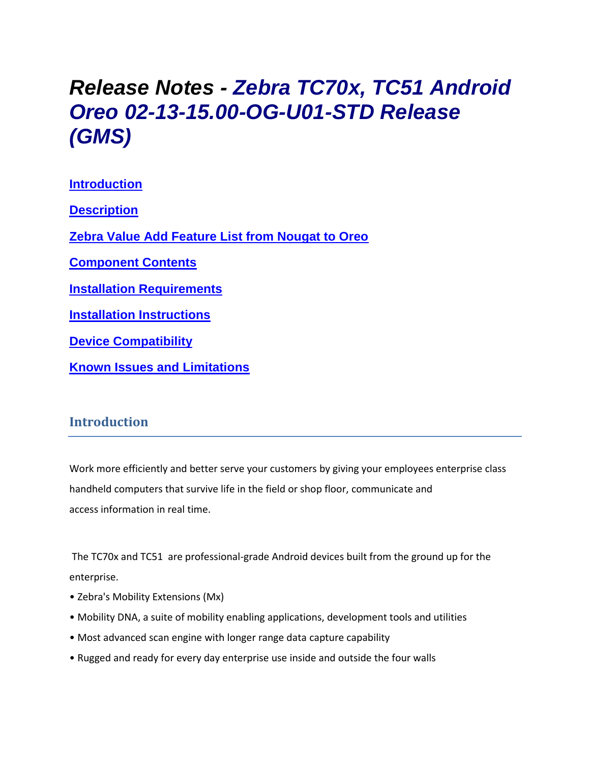# *Release Notes - Zebra TC70x, TC51 Android Oreo 02-13-15.00-OG-U01-STD Release (GMS)*

**Introduction**

**Description**

**Zebra Value Add Feature List from Nougat to Oreo**

**Component Contents**

**Installation Requirements**

**Installation Instructions**

**Device Compatibility**

**Known Issues and Limitations**

## Introduction

Work more efficiently and better serve your customers by giving your employees enterprise class handheld computers that survive life in the field or shop floor, communicate and access information in real time.

The TC70x and TC51 are professional-grade Android devices built from the ground up for the enterprise.

- Zebra's Mobility Extensions (Mx)
- Mobility DNA, a suite of mobility enabling applications, development tools and utilities
- Most advanced scan engine with longer range data capture capability
- Rugged and ready for every day enterprise use inside and outside the four walls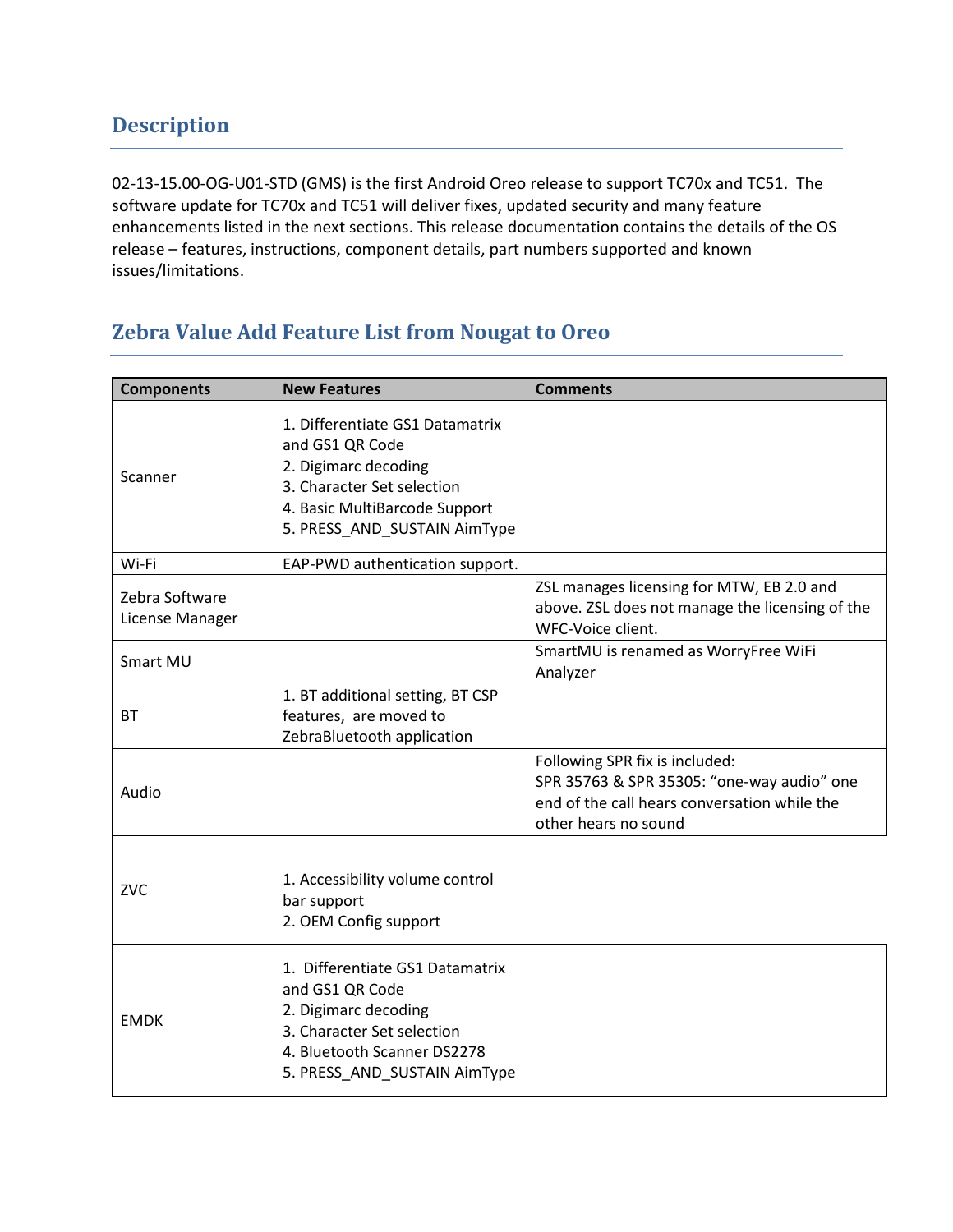## Description

02-13-15.00-OG-U01-STD (GMS) is the first Android Oreo release to support TC70x and TC51. The software update for TC70x and TC51 will deliver fixes, updated security and many feature enhancements listed in the next sections. This release documentation contains the details of the OS release – features, instructions, component details, part numbers supported and known issues/limitations.

## Zebra Value Add Feature List from Nougat to Oreo

| Components | New Features | Comments |
| --- | --- | --- |
| Scanner | 1. Differentiate GS1 Datamatrix and GS1 QR Code<br>2. Digimarc decoding<br>3. Character Set selection<br>4. Basic MultiBarcode Support<br>5. PRESS_AND_SUSTAIN AimType | |
| Wi-Fi | EAP-PWD authentication support. | |
| Zebra Software License Manager | | ZSL manages licensing for MTW, EB 2.0 and above. ZSL does not manage the licensing of the WFC-Voice client. |
| Smart MU | | SmartMU is renamed as WorryFree WiFi Analyzer |
| BT | 1. BT additional setting, BT CSP features, are moved to ZebraBluetooth application | |
| Audio | | Following SPR fix is included:<br>SPR 35763 & SPR 35305: “one-way audio” one end of the call hears conversation while the other hears no sound |
| ZVC | 1. Accessibility volume control bar support<br>2. OEM Config support | |
| EMDK | 1. Differentiate GS1 Datamatrix and GS1 QR Code<br>2. Digimarc decoding<br>3. Character Set selection<br>4. Bluetooth Scanner DS2278<br>5. PRESS_AND_SUSTAIN AimType | |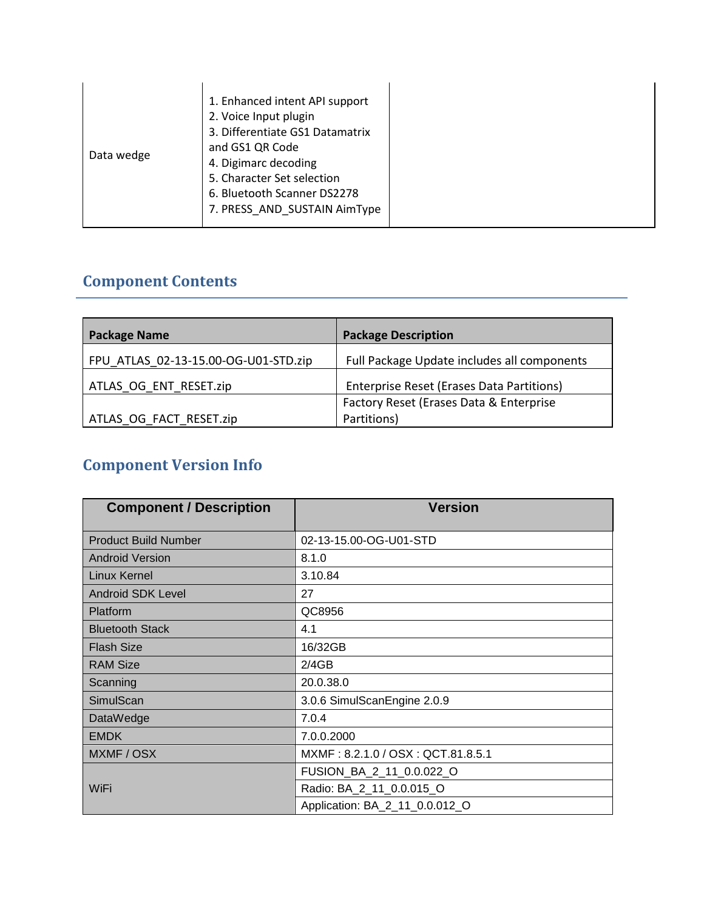| Data wedge | 1. Enhanced intent API support<br>2. Voice Input plugin<br>3. Differentiate GS1 Datamatrix and GS1 QR Code<br>4. Digimarc decoding<br>5. Character Set selection<br>6. Bluetooth Scanner DS2278<br>7. PRESS_AND_SUSTAIN AimType | |
|---|---|---|

## Component Contents

| Package Name | Package Description |
|---|---|
| FPU_ATLAS_02-13-15.00-OG-U01-STD.zip | Full Package Update includes all components |
| ATLAS_OG_ENT_RESET.zip | Enterprise Reset (Erases Data Partitions) |
| ATLAS_OG_FACT_RESET.zip | Factory Reset (Erases Data & Enterprise Partitions) |

## Component Version Info

| Component / Description | Version |
|---|---|
| Product Build Number | 02-13-15.00-OG-U01-STD |
| Android Version | 8.1.0 |
| Linux Kernel | 3.10.84 |
| Android SDK Level | 27 |
| Platform | QC8956 |
| Bluetooth Stack | 4.1 |
| Flash Size | 16/32GB |
| RAM Size | 2/4GB |
| Scanning | 20.0.38.0 |
| SimulScan | 3.0.6 SimulScanEngine 2.0.9 |
| DataWedge | 7.0.4 |
| EMDK | 7.0.0.2000 |
| MXMF / OSX | MXMF : 8.2.1.0 / OSX : QCT.81.8.5.1 |
| WiFi | FUSION_BA_2_11_0.0.022_O |
| | Radio: BA_2_11_0.0.015_O |
| | Application: BA_2_11_0.0.012_O |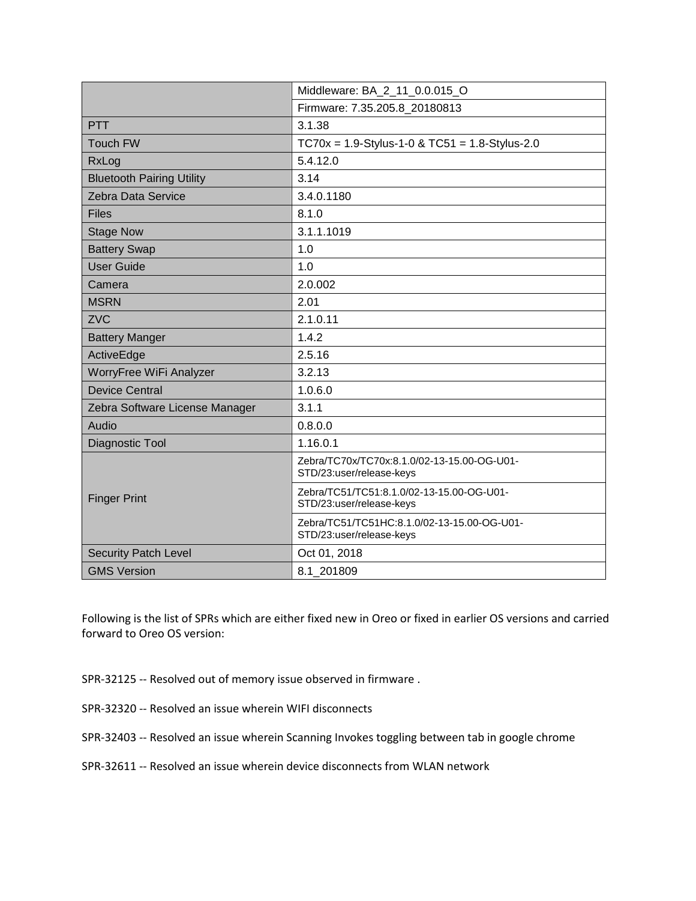| | |
|---|---|
| | Middleware: BA_2_11_0.0.015_O |
| | Firmware: 7.35.205.8_20180813 |
| PTT | 3.1.38 |
| Touch FW | TC70x = 1.9-Stylus-1-0 & TC51 = 1.8-Stylus-2.0 |
| RxLog | 5.4.12.0 |
| Bluetooth Pairing Utility | 3.14 |
| Zebra Data Service | 3.4.0.1180 |
| Files | 8.1.0 |
| Stage Now | 3.1.1.1019 |
| Battery Swap | 1.0 |
| User Guide | 1.0 |
| Camera | 2.0.002 |
| MSRN | 2.01 |
| ZVC | 2.1.0.11 |
| Battery Manger | 1.4.2 |
| ActiveEdge | 2.5.16 |
| WorryFree WiFi Analyzer | 3.2.13 |
| Device Central | 1.0.6.0 |
| Zebra Software License Manager | 3.1.1 |
| Audio | 0.8.0.0 |
| Diagnostic Tool | 1.16.0.1 |
| Finger Print | Zebra/TC70x/TC70x:8.1.0/02-13-15.00-OG-U01-STD/23:user/release-keys |
| | Zebra/TC51/TC51:8.1.0/02-13-15.00-OG-U01-STD/23:user/release-keys |
| | Zebra/TC51/TC51HC:8.1.0/02-13-15.00-OG-U01-STD/23:user/release-keys |
| Security Patch Level | Oct 01, 2018 |
| GMS Version | 8.1_201809 |

Following is the list of SPRs which are either fixed new in Oreo or fixed in earlier OS versions and carried forward to Oreo OS version:

SPR-32125 -- Resolved out of memory issue observed in firmware .

SPR-32320 -- Resolved an issue wherein WIFI disconnects

SPR-32403 -- Resolved an issue wherein Scanning Invokes toggling between tab in google chrome

SPR-32611 -- Resolved an issue wherein device disconnects from WLAN network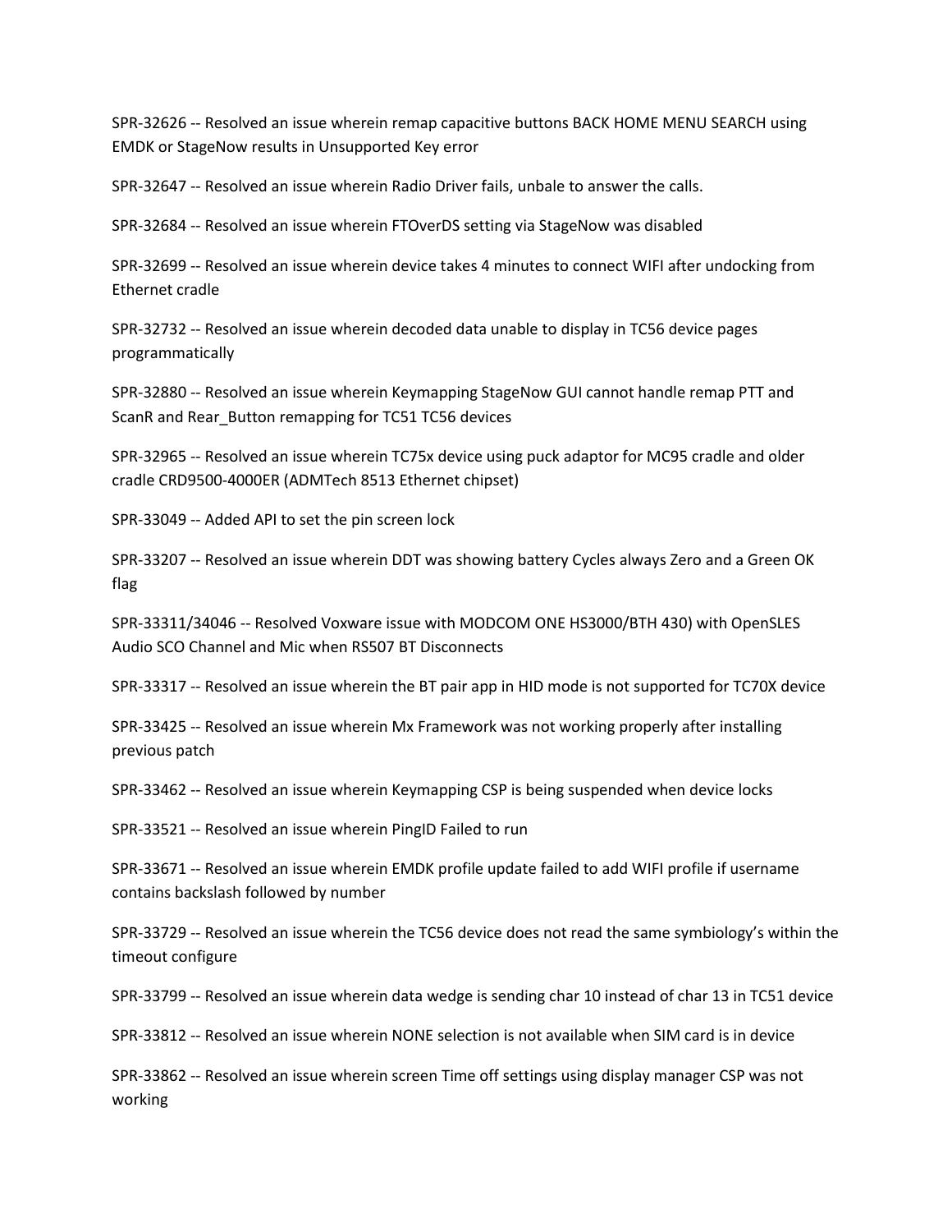SPR-32626 -- Resolved an issue wherein remap capacitive buttons BACK HOME MENU SEARCH using EMDK or StageNow results in Unsupported Key error

SPR-32647 -- Resolved an issue wherein Radio Driver fails, unbale to answer the calls.

SPR-32684 -- Resolved an issue wherein FTOverDS setting via StageNow was disabled

SPR-32699 -- Resolved an issue wherein device takes 4 minutes to connect WIFI after undocking from Ethernet cradle

SPR-32732 -- Resolved an issue wherein decoded data unable to display in TC56 device pages programmatically

SPR-32880 -- Resolved an issue wherein Keymapping StageNow GUI cannot handle remap PTT and ScanR and Rear_Button remapping for TC51 TC56 devices

SPR-32965 -- Resolved an issue wherein TC75x device using puck adaptor for MC95 cradle and older cradle CRD9500-4000ER (ADMTech 8513 Ethernet chipset)

SPR-33049 -- Added API to set the pin screen lock

SPR-33207 -- Resolved an issue wherein DDT was showing battery Cycles always Zero and a Green OK flag

SPR-33311/34046 -- Resolved Voxware issue with MODCOM ONE HS3000/BTH 430) with OpenSLES Audio SCO Channel and Mic when RS507 BT Disconnects

SPR-33317 -- Resolved an issue wherein the BT pair app in HID mode is not supported for TC70X device

SPR-33425 -- Resolved an issue wherein Mx Framework was not working properly after installing previous patch

SPR-33462 -- Resolved an issue wherein Keymapping CSP is being suspended when device locks

SPR-33521 -- Resolved an issue wherein PingID Failed to run

SPR-33671 -- Resolved an issue wherein EMDK profile update failed to add WIFI profile if username contains backslash followed by number

SPR-33729 -- Resolved an issue wherein the TC56 device does not read the same symbiology's within the timeout configure

SPR-33799 -- Resolved an issue wherein data wedge is sending char 10 instead of char 13 in TC51 device

SPR-33812 -- Resolved an issue wherein NONE selection is not available when SIM card is in device

SPR-33862 -- Resolved an issue wherein screen Time off settings using display manager CSP was not working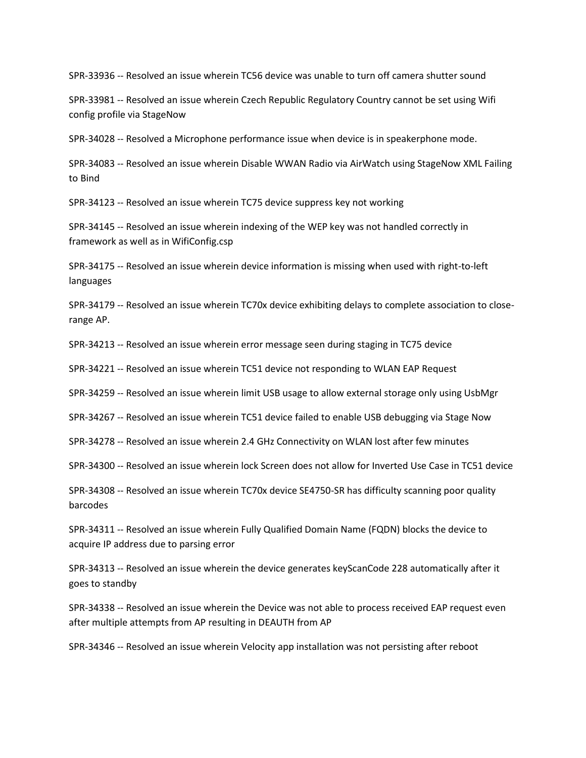SPR-33936 -- Resolved an issue wherein TC56 device was unable to turn off camera shutter sound

SPR-33981 -- Resolved an issue wherein Czech Republic Regulatory Country cannot be set using Wifi config profile via StageNow

SPR-34028 -- Resolved a Microphone performance issue when device is in speakerphone mode.

SPR-34083 -- Resolved an issue wherein Disable WWAN Radio via AirWatch using StageNow XML Failing to Bind

SPR-34123 -- Resolved an issue wherein TC75 device suppress key not working

SPR-34145 -- Resolved an issue wherein indexing of the WEP key was not handled correctly in framework as well as in WifiConfig.csp

SPR-34175 -- Resolved an issue wherein device information is missing when used with right-to-left languages

SPR-34179 -- Resolved an issue wherein TC70x device exhibiting delays to complete association to close-range AP.

SPR-34213 -- Resolved an issue wherein error message seen during staging in TC75 device

SPR-34221 -- Resolved an issue wherein TC51 device not responding to WLAN EAP Request

SPR-34259 -- Resolved an issue wherein limit USB usage to allow external storage only using UsbMgr

SPR-34267 -- Resolved an issue wherein TC51 device failed to enable USB debugging via Stage Now

SPR-34278 -- Resolved an issue wherein 2.4 GHz Connectivity on WLAN lost after few minutes

SPR-34300 -- Resolved an issue wherein lock Screen does not allow for Inverted Use Case in TC51 device

SPR-34308 -- Resolved an issue wherein TC70x device SE4750-SR has difficulty scanning poor quality barcodes

SPR-34311 -- Resolved an issue wherein Fully Qualified Domain Name (FQDN) blocks the device to acquire IP address due to parsing error

SPR-34313 -- Resolved an issue wherein the device generates keyScanCode 228 automatically after it goes to standby

SPR-34338 -- Resolved an issue wherein the Device was not able to process received EAP request even after multiple attempts from AP resulting in DEAUTH from AP

SPR-34346 -- Resolved an issue wherein Velocity app installation was not persisting after reboot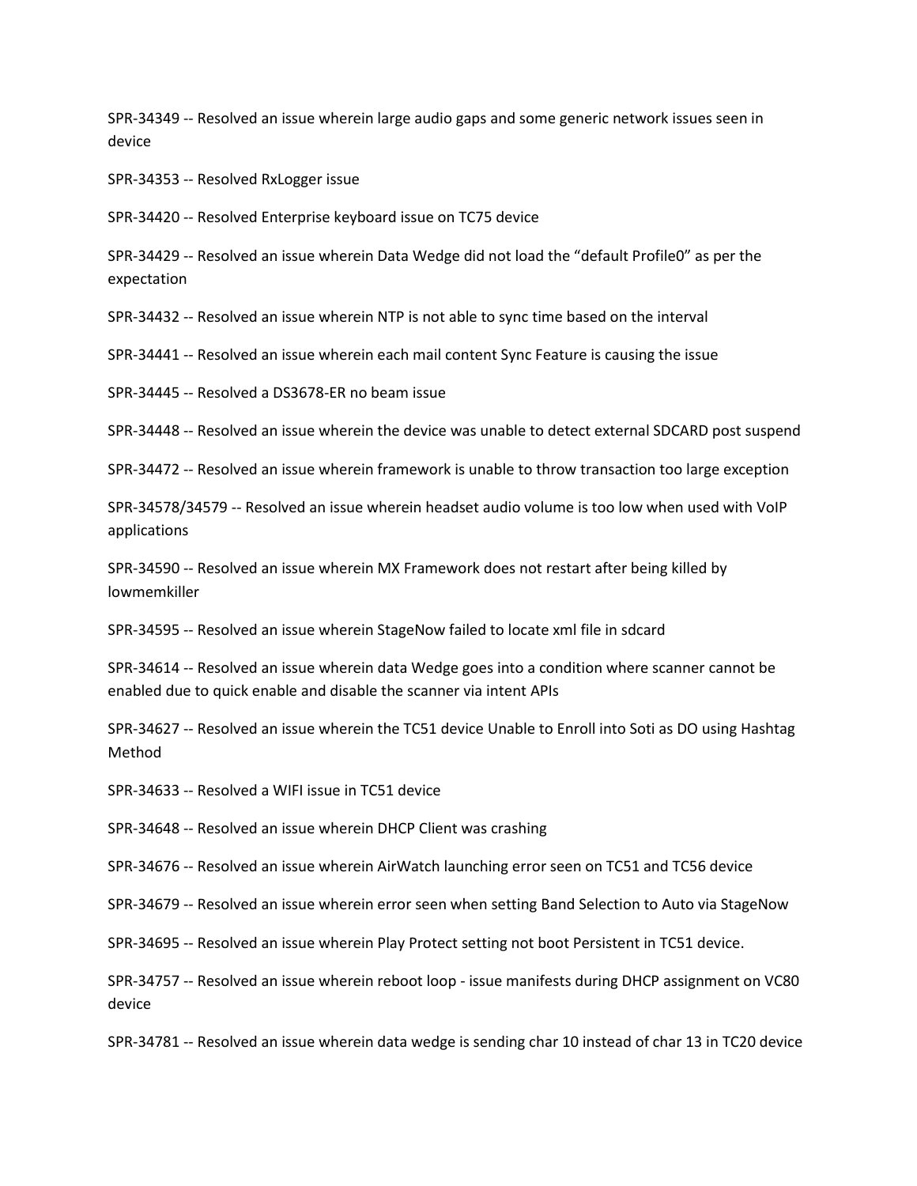SPR-34349 -- Resolved an issue wherein large audio gaps and some generic network issues seen in device

SPR-34353 -- Resolved RxLogger issue

SPR-34420 -- Resolved Enterprise keyboard issue on TC75 device

SPR-34429 -- Resolved an issue wherein Data Wedge did not load the “default Profile0” as per the expectation

SPR-34432 -- Resolved an issue wherein NTP is not able to sync time based on the interval

SPR-34441 -- Resolved an issue wherein each mail content Sync Feature is causing the issue

SPR-34445 -- Resolved a DS3678-ER no beam issue

SPR-34448 -- Resolved an issue wherein the device was unable to detect external SDCARD post suspend

SPR-34472 -- Resolved an issue wherein framework is unable to throw transaction too large exception

SPR-34578/34579 -- Resolved an issue wherein headset audio volume is too low when used with VoIP applications

SPR-34590 -- Resolved an issue wherein MX Framework does not restart after being killed by lowmemkiller

SPR-34595 -- Resolved an issue wherein StageNow failed to locate xml file in sdcard

SPR-34614 -- Resolved an issue wherein data Wedge goes into a condition where scanner cannot be enabled due to quick enable and disable the scanner via intent APIs

SPR-34627 -- Resolved an issue wherein the TC51 device Unable to Enroll into Soti as DO using Hashtag Method

SPR-34633 -- Resolved a WIFI issue in TC51 device

SPR-34648 -- Resolved an issue wherein DHCP Client was crashing

SPR-34676 -- Resolved an issue wherein AirWatch launching error seen on TC51 and TC56 device

SPR-34679 -- Resolved an issue wherein error seen when setting Band Selection to Auto via StageNow

SPR-34695 -- Resolved an issue wherein Play Protect setting not boot Persistent in TC51 device.

SPR-34757 -- Resolved an issue wherein reboot loop - issue manifests during DHCP assignment on VC80 device

SPR-34781 -- Resolved an issue wherein data wedge is sending char 10 instead of char 13 in TC20 device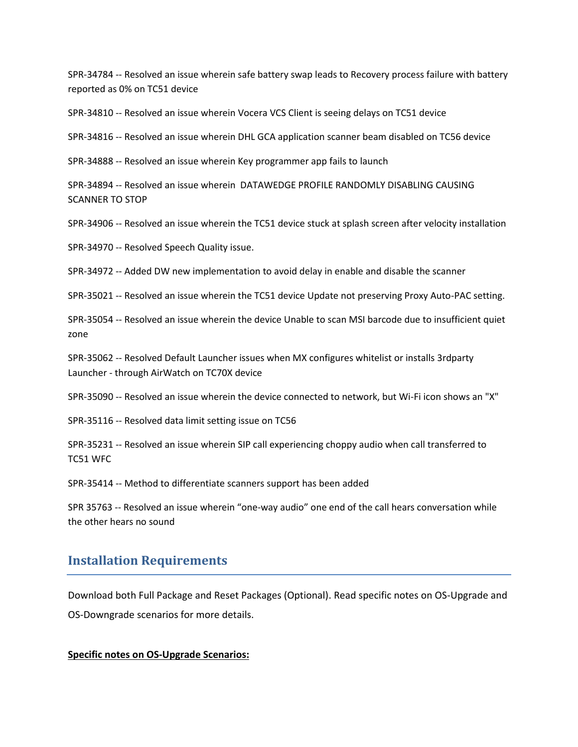SPR-34784 -- Resolved an issue wherein safe battery swap leads to Recovery process failure with battery reported as 0% on TC51 device

SPR-34810 -- Resolved an issue wherein Vocera VCS Client is seeing delays on TC51 device

SPR-34816 -- Resolved an issue wherein DHL GCA application scanner beam disabled on TC56 device

SPR-34888 -- Resolved an issue wherein Key programmer app fails to launch

SPR-34894 -- Resolved an issue wherein DATAWEDGE PROFILE RANDOMLY DISABLING CAUSING SCANNER TO STOP

SPR-34906 -- Resolved an issue wherein the TC51 device stuck at splash screen after velocity installation

SPR-34970 -- Resolved Speech Quality issue.

SPR-34972 -- Added DW new implementation to avoid delay in enable and disable the scanner

SPR-35021 -- Resolved an issue wherein the TC51 device Update not preserving Proxy Auto-PAC setting.

SPR-35054 -- Resolved an issue wherein the device Unable to scan MSI barcode due to insufficient quiet zone

SPR-35062 -- Resolved Default Launcher issues when MX configures whitelist or installs 3rdparty Launcher - through AirWatch on TC70X device

SPR-35090 -- Resolved an issue wherein the device connected to network, but Wi-Fi icon shows an "X"

SPR-35116 -- Resolved data limit setting issue on TC56

SPR-35231 -- Resolved an issue wherein SIP call experiencing choppy audio when call transferred to TC51 WFC

SPR-35414 -- Method to differentiate scanners support has been added

SPR 35763 -- Resolved an issue wherein "one-way audio" one end of the call hears conversation while the other hears no sound

## Installation Requirements

Download both Full Package and Reset Packages (Optional). Read specific notes on OS-Upgrade and OS-Downgrade scenarios for more details.

**Specific notes on OS-Upgrade Scenarios:**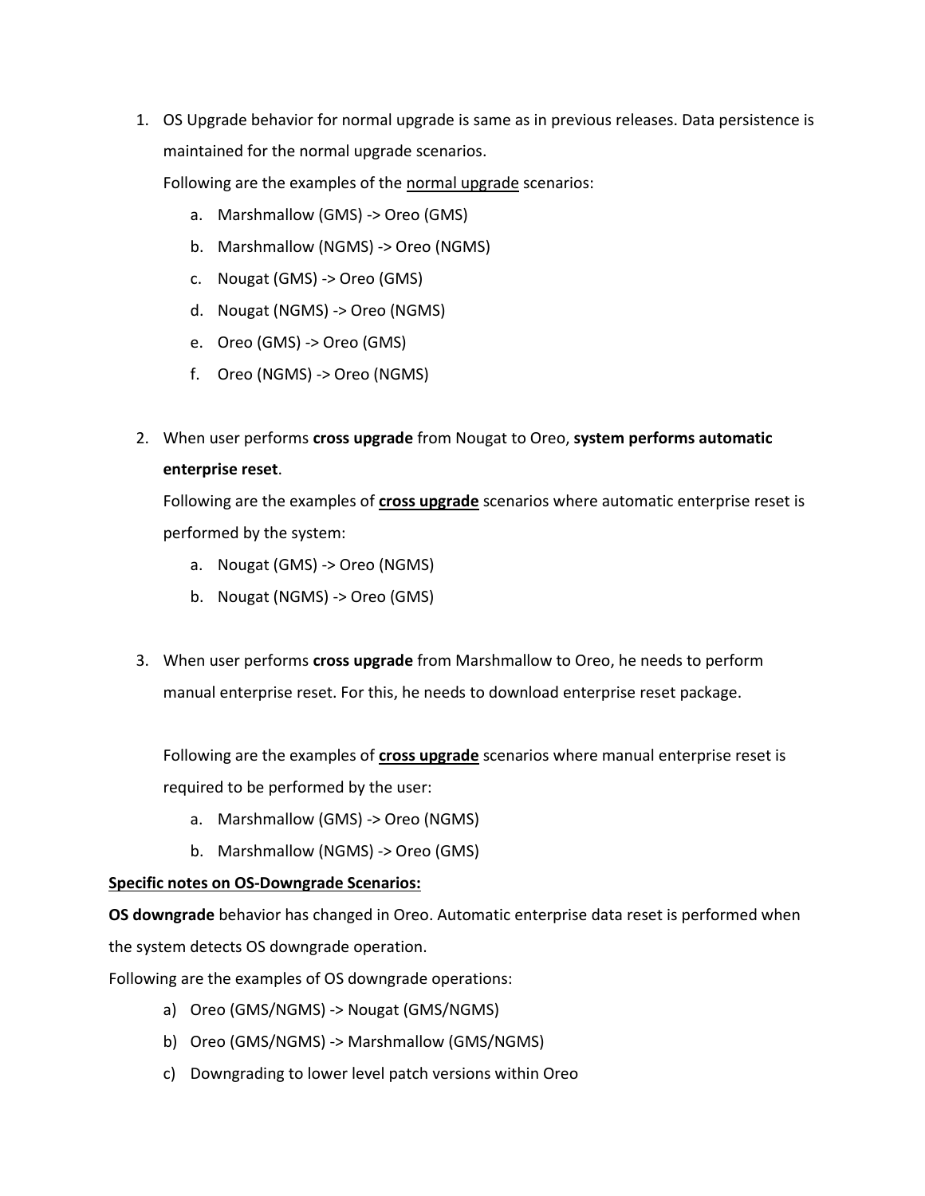1. OS Upgrade behavior for normal upgrade is same as in previous releases. Data persistence is maintained for the normal upgrade scenarios.

   Following are the examples of the <u>normal upgrade</u> scenarios:

   a. Marshmallow (GMS) -> Oreo (GMS)
   b. Marshmallow (NGMS) -> Oreo (NGMS)
   c. Nougat (GMS) -> Oreo (GMS)
   d. Nougat (NGMS) -> Oreo (NGMS)
   e. Oreo (GMS) -> Oreo (GMS)
   f. Oreo (NGMS) -> Oreo (NGMS)

2. When user performs **cross upgrade** from Nougat to Oreo, **system performs automatic enterprise reset**.

   Following are the examples of **<u>cross upgrade</u>** scenarios where automatic enterprise reset is performed by the system:

   a. Nougat (GMS) -> Oreo (NGMS)
   b. Nougat (NGMS) -> Oreo (GMS)

3. When user performs **cross upgrade** from Marshmallow to Oreo, he needs to perform manual enterprise reset. For this, he needs to download enterprise reset package.

   Following are the examples of **<u>cross upgrade</u>** scenarios where manual enterprise reset is required to be performed by the user:

   a. Marshmallow (GMS) -> Oreo (NGMS)
   b. Marshmallow (NGMS) -> Oreo (GMS)

**<u>Specific notes on OS-Downgrade Scenarios:</u>**

**OS downgrade** behavior has changed in Oreo. Automatic enterprise data reset is performed when the system detects OS downgrade operation.

Following are the examples of OS downgrade operations:

a) Oreo (GMS/NGMS) -> Nougat (GMS/NGMS)
b) Oreo (GMS/NGMS) -> Marshmallow (GMS/NGMS)
c) Downgrading to lower level patch versions within Oreo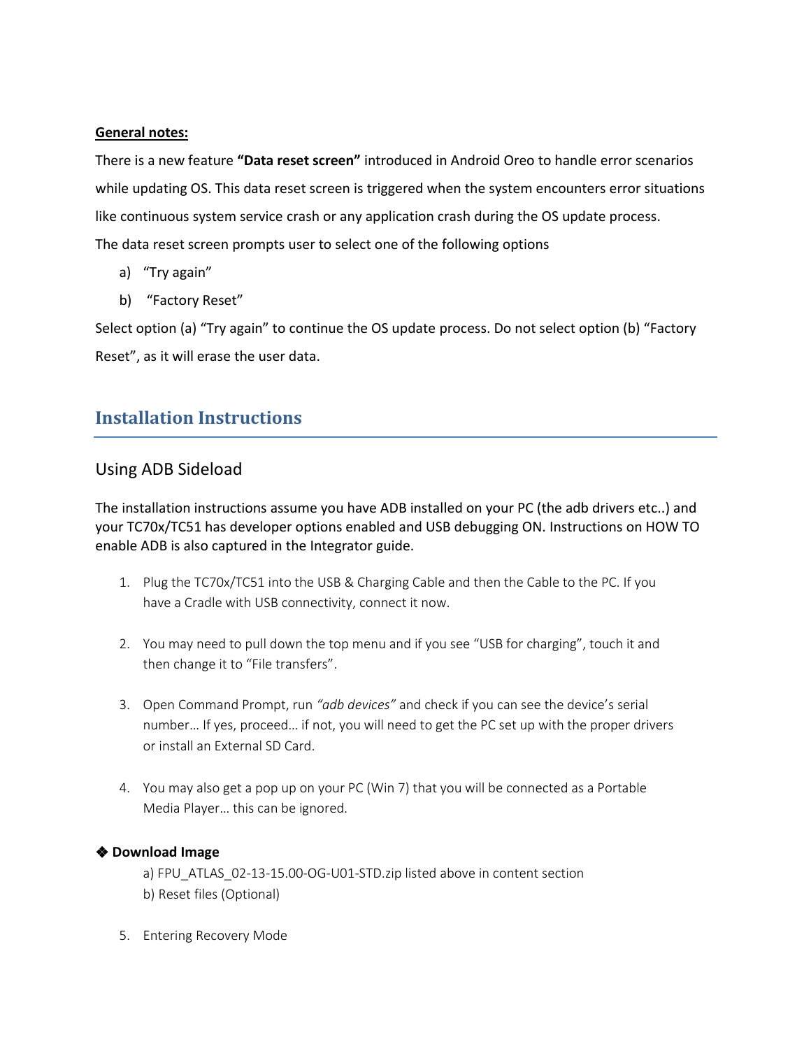**General notes:**

There is a new feature **"Data reset screen"** introduced in Android Oreo to handle error scenarios while updating OS. This data reset screen is triggered when the system encounters error situations like continuous system service crash or any application crash during the OS update process.

The data reset screen prompts user to select one of the following options

a) "Try again"

b) "Factory Reset"

Select option (a) "Try again" to continue the OS update process. Do not select option (b) "Factory Reset", as it will erase the user data.

## Installation Instructions

### Using ADB Sideload

The installation instructions assume you have ADB installed on your PC (the adb drivers etc..) and your TC70x/TC51 has developer options enabled and USB debugging ON. Instructions on HOW TO enable ADB is also captured in the Integrator guide.

1. Plug the TC70x/TC51 into the USB & Charging Cable and then the Cable to the PC. If you have a Cradle with USB connectivity, connect it now.

2. You may need to pull down the top menu and if you see "USB for charging", touch it and then change it to "File transfers".

3. Open Command Prompt, run *"adb devices"* and check if you can see the device's serial number… If yes, proceed… if not, you will need to get the PC set up with the proper drivers or install an External SD Card.

4. You may also get a pop up on your PC (Win 7) that you will be connected as a Portable Media Player… this can be ignored.

❖ **Download Image**

a) FPU_ATLAS_02-13-15.00-OG-U01-STD.zip listed above in content section

b) Reset files (Optional)

5. Entering Recovery Mode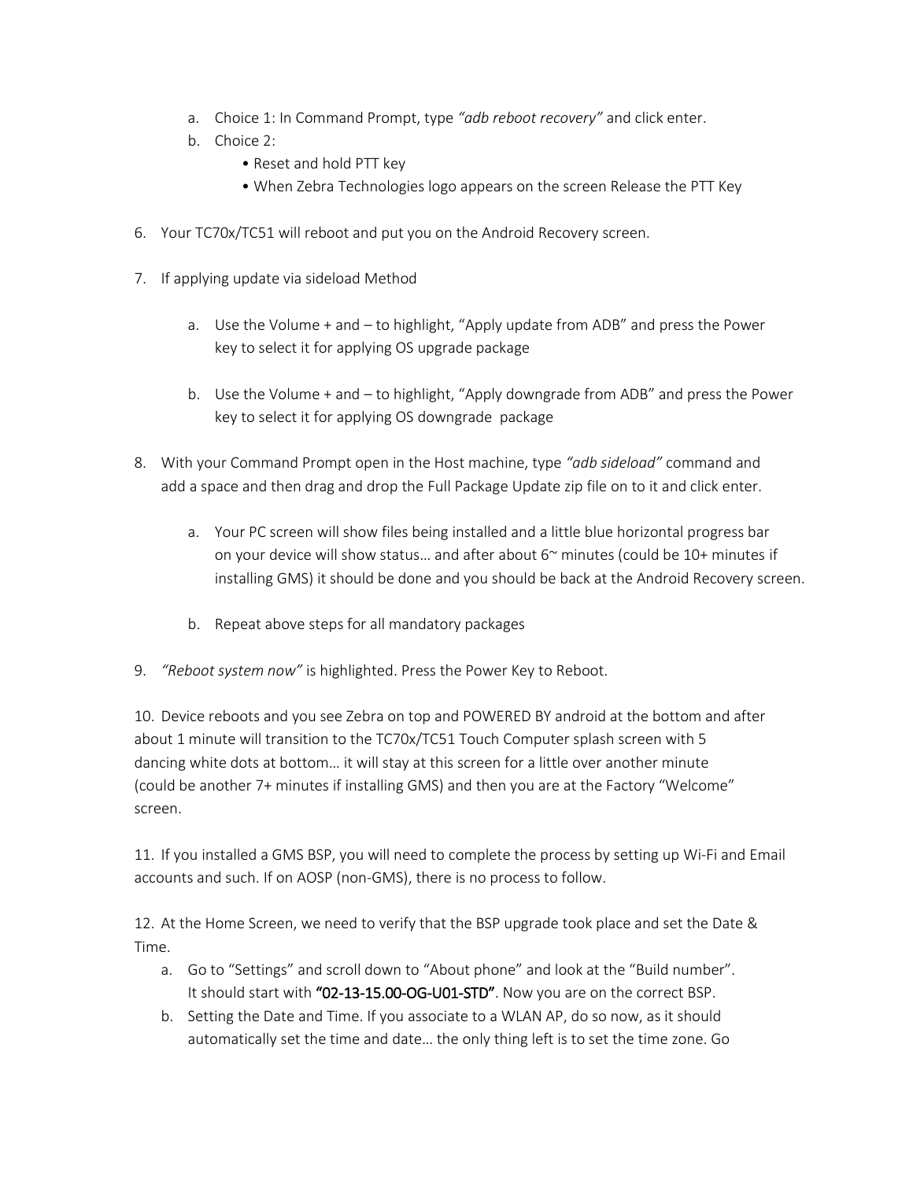a. Choice 1: In Command Prompt, type *"adb reboot recovery"* and click enter.
   b. Choice 2:
      - Reset and hold PTT key
      - When Zebra Technologies logo appears on the screen Release the PTT Key

6. Your TC70x/TC51 will reboot and put you on the Android Recovery screen.

7. If applying update via sideload Method

   a. Use the Volume + and – to highlight, "Apply update from ADB" and press the Power key to select it for applying OS upgrade package

   b. Use the Volume + and – to highlight, "Apply downgrade from ADB" and press the Power key to select it for applying OS downgrade package

8. With your Command Prompt open in the Host machine, type *"adb sideload"* command and add a space and then drag and drop the Full Package Update zip file on to it and click enter.

   a. Your PC screen will show files being installed and a little blue horizontal progress bar on your device will show status… and after about 6~ minutes (could be 10+ minutes if installing GMS) it should be done and you should be back at the Android Recovery screen.

   b. Repeat above steps for all mandatory packages

9. *"Reboot system now"* is highlighted. Press the Power Key to Reboot.

10. Device reboots and you see Zebra on top and POWERED BY android at the bottom and after about 1 minute will transition to the TC70x/TC51 Touch Computer splash screen with 5 dancing white dots at bottom… it will stay at this screen for a little over another minute (could be another 7+ minutes if installing GMS) and then you are at the Factory "Welcome" screen.

11. If you installed a GMS BSP, you will need to complete the process by setting up Wi-Fi and Email accounts and such. If on AOSP (non-GMS), there is no process to follow.

12. At the Home Screen, we need to verify that the BSP upgrade took place and set the Date & Time.
    a. Go to "Settings" and scroll down to "About phone" and look at the "Build number". It should start with "02-13-15.00-OG-U01-STD". Now you are on the correct BSP.
    b. Setting the Date and Time. If you associate to a WLAN AP, do so now, as it should automatically set the time and date… the only thing left is to set the time zone. Go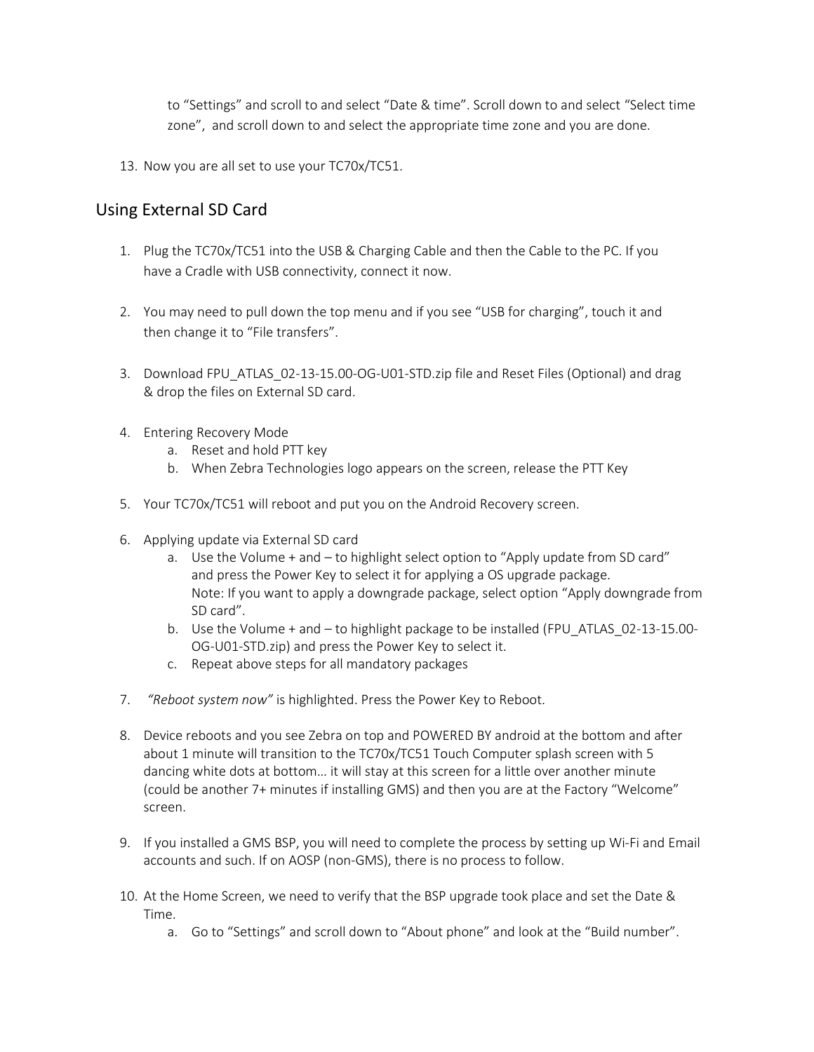to "Settings" and scroll to and select "Date & time". Scroll down to and select "Select time zone", and scroll down to and select the appropriate time zone and you are done.

13. Now you are all set to use your TC70x/TC51.

## Using External SD Card

1. Plug the TC70x/TC51 into the USB & Charging Cable and then the Cable to the PC. If you have a Cradle with USB connectivity, connect it now.

2. You may need to pull down the top menu and if you see "USB for charging", touch it and then change it to "File transfers".

3. Download FPU_ATLAS_02-13-15.00-OG-U01-STD.zip file and Reset Files (Optional) and drag & drop the files on External SD card.

4. Entering Recovery Mode
   a. Reset and hold PTT key
   b. When Zebra Technologies logo appears on the screen, release the PTT Key

5. Your TC70x/TC51 will reboot and put you on the Android Recovery screen.

6. Applying update via External SD card
   a. Use the Volume + and – to highlight select option to "Apply update from SD card" and press the Power Key to select it for applying a OS upgrade package.
      Note: If you want to apply a downgrade package, select option "Apply downgrade from SD card".
   b. Use the Volume + and – to highlight package to be installed (FPU_ATLAS_02-13-15.00-OG-U01-STD.zip) and press the Power Key to select it.
   c. Repeat above steps for all mandatory packages

7. *"Reboot system now"* is highlighted. Press the Power Key to Reboot.

8. Device reboots and you see Zebra on top and POWERED BY android at the bottom and after about 1 minute will transition to the TC70x/TC51 Touch Computer splash screen with 5 dancing white dots at bottom… it will stay at this screen for a little over another minute (could be another 7+ minutes if installing GMS) and then you are at the Factory "Welcome" screen.

9. If you installed a GMS BSP, you will need to complete the process by setting up Wi-Fi and Email accounts and such. If on AOSP (non-GMS), there is no process to follow.

10. At the Home Screen, we need to verify that the BSP upgrade took place and set the Date & Time.
    a. Go to "Settings" and scroll down to "About phone" and look at the "Build number".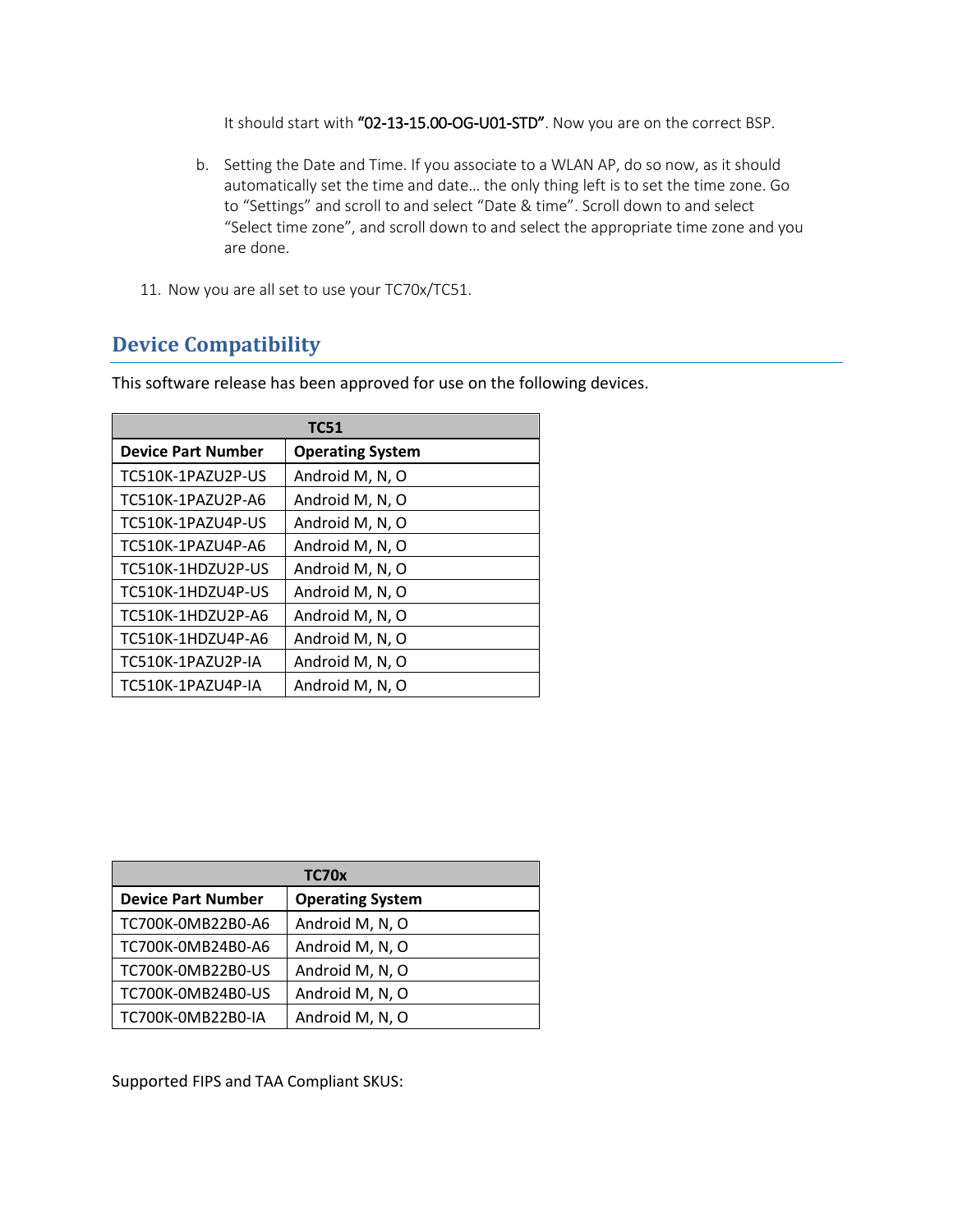It should start with **"02-13-15.00-OG-U01-STD"**. Now you are on the correct BSP.

b. Setting the Date and Time. If you associate to a WLAN AP, do so now, as it should automatically set the time and date… the only thing left is to set the time zone. Go to "Settings" and scroll to and select "Date & time". Scroll down to and select "Select time zone", and scroll down to and select the appropriate time zone and you are done.

11. Now you are all set to use your TC70x/TC51.

## Device Compatibility

This software release has been approved for use on the following devices.

| TC51 | |
|---|---|
| **Device Part Number** | **Operating System** |
| TC510K-1PAZU2P-US | Android M, N, O |
| TC510K-1PAZU2P-A6 | Android M, N, O |
| TC510K-1PAZU4P-US | Android M, N, O |
| TC510K-1PAZU4P-A6 | Android M, N, O |
| TC510K-1HDZU2P-US | Android M, N, O |
| TC510K-1HDZU4P-US | Android M, N, O |
| TC510K-1HDZU2P-A6 | Android M, N, O |
| TC510K-1HDZU4P-A6 | Android M, N, O |
| TC510K-1PAZU2P-IA | Android M, N, O |
| TC510K-1PAZU4P-IA | Android M, N, O |

| TC70x | |
|---|---|
| **Device Part Number** | **Operating System** |
| TC700K-0MB22B0-A6 | Android M, N, O |
| TC700K-0MB24B0-A6 | Android M, N, O |
| TC700K-0MB22B0-US | Android M, N, O |
| TC700K-0MB24B0-US | Android M, N, O |
| TC700K-0MB22B0-IA | Android M, N, O |

Supported FIPS and TAA Compliant SKUS: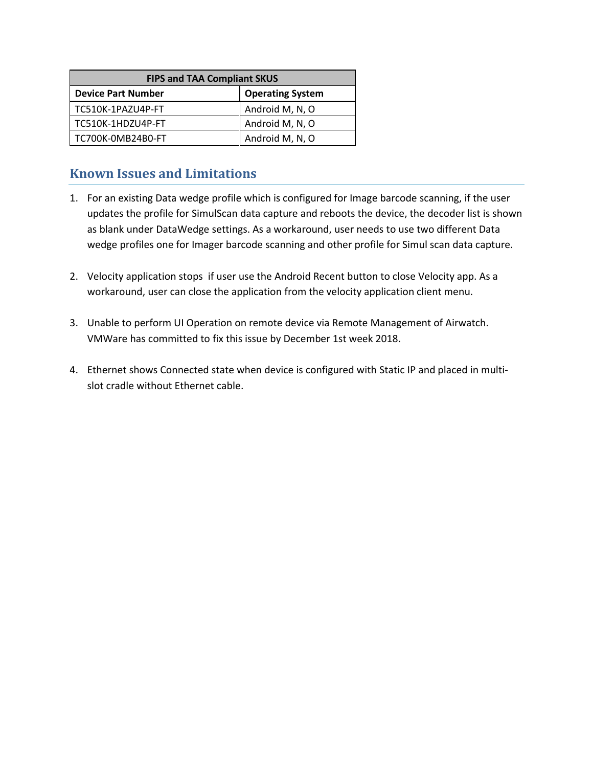| FIPS and TAA Compliant SKUS | |
| --- | --- |
| **Device Part Number** | **Operating System** |
| TC510K-1PAZU4P-FT | Android M, N, O |
| TC510K-1HDZU4P-FT | Android M, N, O |
| TC700K-0MB24B0-FT | Android M, N, O |

## Known Issues and Limitations

1. For an existing Data wedge profile which is configured for Image barcode scanning, if the user updates the profile for SimulScan data capture and reboots the device, the decoder list is shown as blank under DataWedge settings. As a workaround, user needs to use two different Data wedge profiles one for Imager barcode scanning and other profile for Simul scan data capture.

2. Velocity application stops  if user use the Android Recent button to close Velocity app. As a workaround, user can close the application from the velocity application client menu.

3. Unable to perform UI Operation on remote device via Remote Management of Airwatch. VMWare has committed to fix this issue by December 1st week 2018.

4. Ethernet shows Connected state when device is configured with Static IP and placed in multi-slot cradle without Ethernet cable.